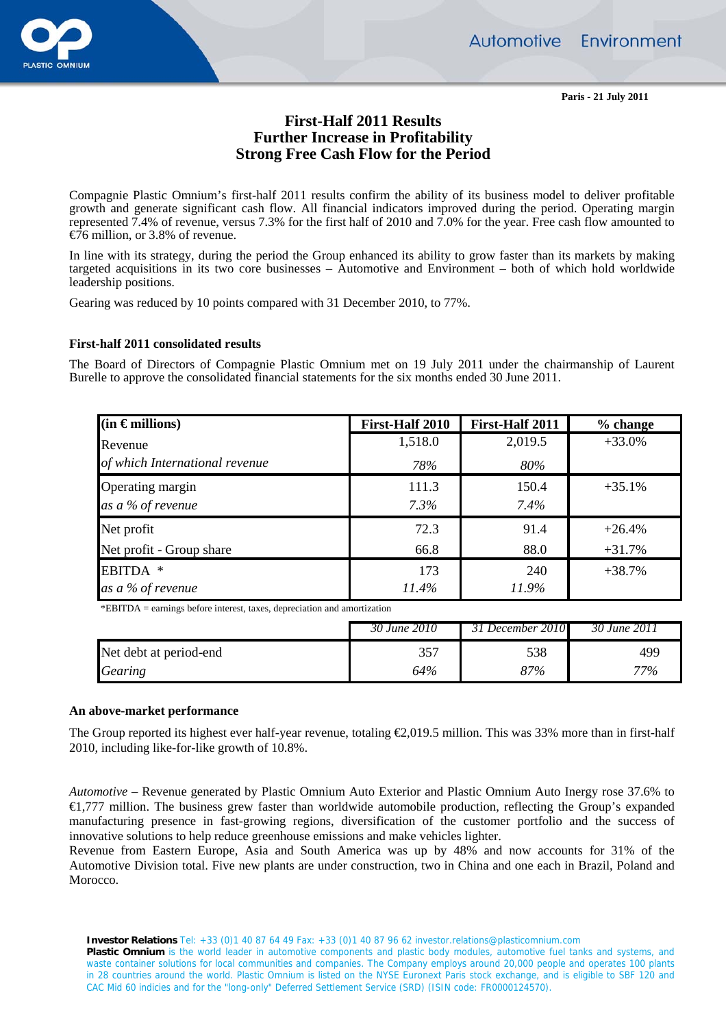Paris - 21 July 2011

# First-Half 2011 Results
## Further Increase in Profitability
## Strong Free Cash Flow for the Period

Compagnie Plastic Omnium's first-half 2011 results confirm the ability of its business model to deliver profitable growth and generate significant cash flow. All financial indicators improved during the period. Operating margin represented 7.4% of revenue, versus 7.3% for the first half of 2010 and 7.0% for the year. Free cash flow amounted to €76 million, or 3.8% of revenue.

In line with its strategy, during the period the Group enhanced its ability to grow faster than its markets by making targeted acquisitions in its two core businesses – Automotive and Environment – both of which hold worldwide leadership positions.

Gearing was reduced by 10 points compared with 31 December 2010, to 77%.

### First-half 2011 consolidated results

The Board of Directors of Compagnie Plastic Omnium met on 19 July 2011 under the chairmanship of Laurent Burelle to approve the consolidated financial statements for the six months ended 30 June 2011.

| (in € millions) | First-Half 2010 | First-Half 2011 | % change |
|---|---|---|---|
| Revenue | 1,518.0 | 2,019.5 | +33.0% |
| *of which International revenue* | *78%* | *80%* | |
| Operating margin | 111.3 | 150.4 | +35.1% |
| *as a % of revenue* | *7.3%* | *7.4%* | |
| Net profit | 72.3 | 91.4 | +26.4% |
| Net profit - Group share | 66.8 | 88.0 | +31.7% |
| EBITDA * | 173 | 240 | +38.7% |
| *as a % of revenue* | *11.4%* | *11.9%* | |

*EBITDA = earnings before interest, taxes, depreciation and amortization

| | *30 June 2010* | *31 December 2010* | *30 June 2011* |
|---|---|---|---|
| Net debt at period-end | 357 | 538 | 499 |
| *Gearing* | *64%* | *87%* | *77%* |

### An above-market performance

The Group reported its highest ever half-year revenue, totaling €2,019.5 million. This was 33% more than in first-half 2010, including like-for-like growth of 10.8%.

*Automotive* – Revenue generated by Plastic Omnium Auto Exterior and Plastic Omnium Auto Inergy rose 37.6% to €1,777 million. The business grew faster than worldwide automobile production, reflecting the Group's expanded manufacturing presence in fast-growing regions, diversification of the customer portfolio and the success of innovative solutions to help reduce greenhouse emissions and make vehicles lighter.
Revenue from Eastern Europe, Asia and South America was up by 48% and now accounts for 31% of the Automotive Division total. Five new plants are under construction, two in China and one each in Brazil, Poland and Morocco.

**Investor Relations** Tel: +33 (0)1 40 87 64 49 Fax: +33 (0)1 40 87 96 62 investor.relations@plasticomnium.com
**Plastic Omnium** is the world leader in automotive components and plastic body modules, automotive fuel tanks and systems, and waste container solutions for local communities and companies. The Company employs around 20,000 people and operates 100 plants in 28 countries around the world. Plastic Omnium is listed on the NYSE Euronext Paris stock exchange, and is eligible to SBF 120 and CAC Mid 60 indicies and for the "long-only" Deferred Settlement Service (SRD) (ISIN code: FR0000124570).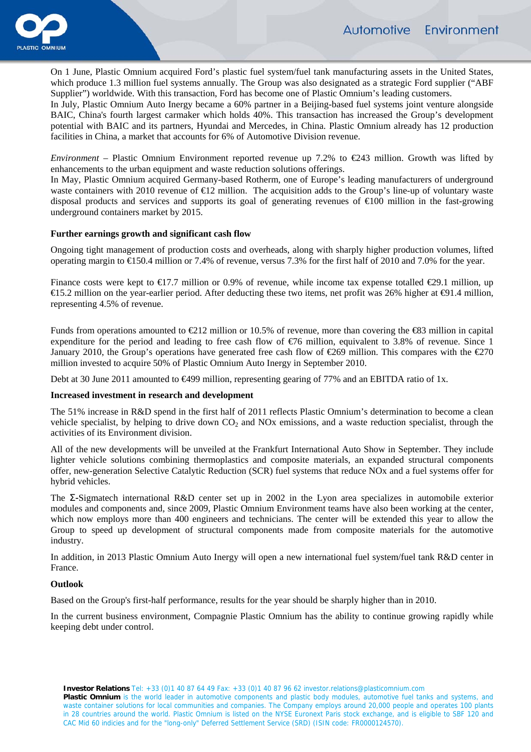On 1 June, Plastic Omnium acquired Ford's plastic fuel system/fuel tank manufacturing assets in the United States, which produce 1.3 million fuel systems annually. The Group was also designated as a strategic Ford supplier ("ABF Supplier") worldwide. With this transaction, Ford has become one of Plastic Omnium's leading customers.
In July, Plastic Omnium Auto Inergy became a 60% partner in a Beijing-based fuel systems joint venture alongside BAIC, China's fourth largest carmaker which holds 40%. This transaction has increased the Group's development potential with BAIC and its partners, Hyundai and Mercedes, in China. Plastic Omnium already has 12 production facilities in China, a market that accounts for 6% of Automotive Division revenue.

*Environment* – Plastic Omnium Environment reported revenue up 7.2% to €243 million. Growth was lifted by enhancements to the urban equipment and waste reduction solutions offerings.
In May, Plastic Omnium acquired Germany-based Rotherm, one of Europe's leading manufacturers of underground waste containers with 2010 revenue of €12 million. The acquisition adds to the Group's line-up of voluntary waste disposal products and services and supports its goal of generating revenues of €100 million in the fast-growing underground containers market by 2015.

**Further earnings growth and significant cash flow**

Ongoing tight management of production costs and overheads, along with sharply higher production volumes, lifted operating margin to €150.4 million or 7.4% of revenue, versus 7.3% for the first half of 2010 and 7.0% for the year.

Finance costs were kept to €17.7 million or 0.9% of revenue, while income tax expense totalled €29.1 million, up €15.2 million on the year-earlier period. After deducting these two items, net profit was 26% higher at €91.4 million, representing 4.5% of revenue.

Funds from operations amounted to €212 million or 10.5% of revenue, more than covering the €83 million in capital expenditure for the period and leading to free cash flow of €76 million, equivalent to 3.8% of revenue. Since 1 January 2010, the Group's operations have generated free cash flow of €269 million. This compares with the €270 million invested to acquire 50% of Plastic Omnium Auto Inergy in September 2010.

Debt at 30 June 2011 amounted to €499 million, representing gearing of 77% and an EBITDA ratio of 1x.

**Increased investment in research and development**

The 51% increase in R&D spend in the first half of 2011 reflects Plastic Omnium's determination to become a clean vehicle specialist, by helping to drive down $CO_2$ and NOx emissions, and a waste reduction specialist, through the activities of its Environment division.

All of the new developments will be unveiled at the Frankfurt International Auto Show in September. They include lighter vehicle solutions combining thermoplastics and composite materials, an expanded structural components offer, new-generation Selective Catalytic Reduction (SCR) fuel systems that reduce NOx and a fuel systems offer for hybrid vehicles.

The Σ-Sigmatech international R&D center set up in 2002 in the Lyon area specializes in automobile exterior modules and components and, since 2009, Plastic Omnium Environment teams have also been working at the center, which now employs more than 400 engineers and technicians. The center will be extended this year to allow the Group to speed up development of structural components made from composite materials for the automotive industry.

In addition, in 2013 Plastic Omnium Auto Inergy will open a new international fuel system/fuel tank R&D center in France.

**Outlook**

Based on the Group's first-half performance, results for the year should be sharply higher than in 2010.

In the current business environment, Compagnie Plastic Omnium has the ability to continue growing rapidly while keeping debt under control.

**Investor Relations** Tel: +33 (0)1 40 87 64 49 Fax: +33 (0)1 40 87 96 62 investor.relations@plasticomnium.com
**Plastic Omnium** is the world leader in automotive components and plastic body modules, automotive fuel tanks and systems, and waste container solutions for local communities and companies. The Company employs around 20,000 people and operates 100 plants in 28 countries around the world. Plastic Omnium is listed on the NYSE Euronext Paris stock exchange, and is eligible to SBF 120 and CAC Mid 60 indicies and for the "long-only" Deferred Settlement Service (SRD) (ISIN code: FR0000124570).